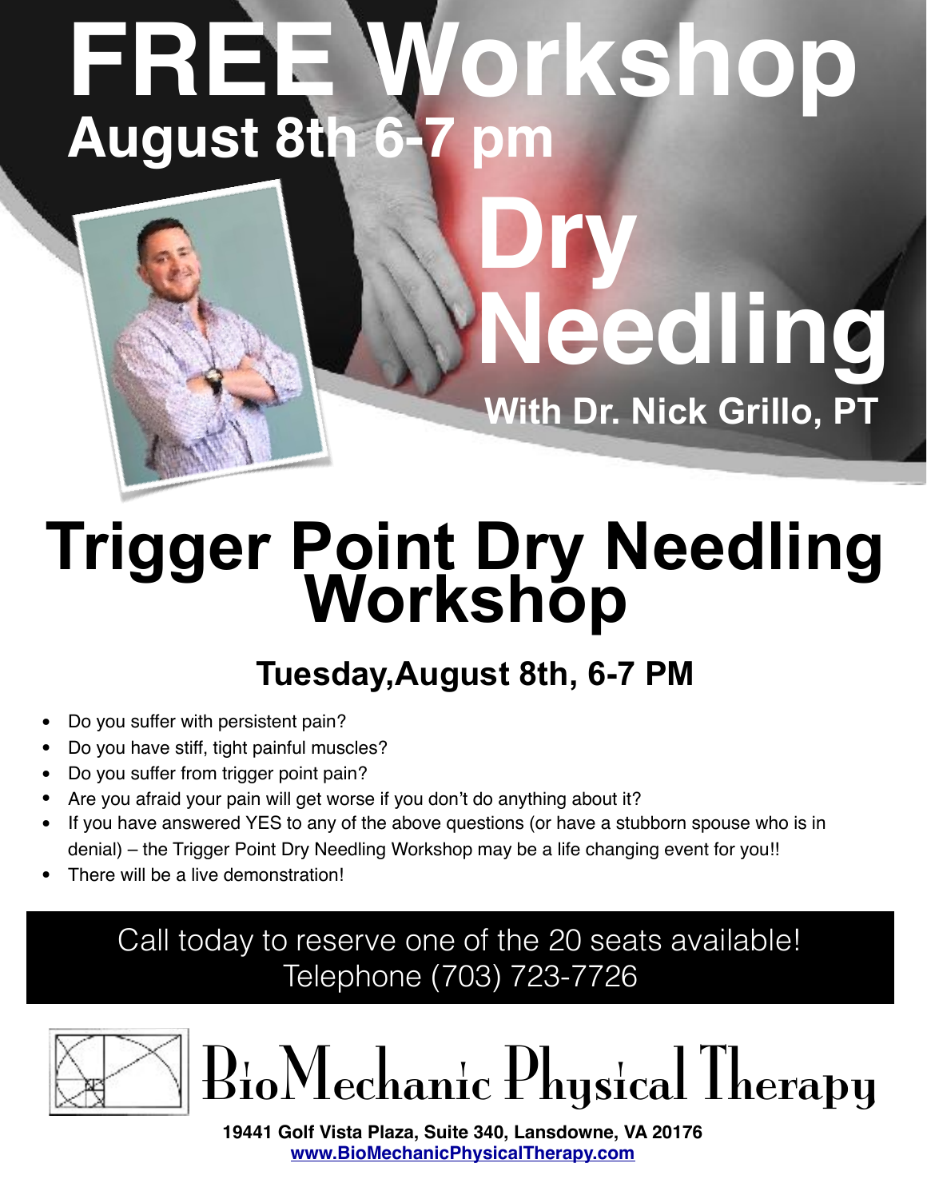# FREE Workshop

## August 8th 6-7 pm

# Dry Needling

### With Dr. Nick Grillo, PT

# Trigger Point Dry Needling Workshop

## Tuesday,August 8th, 6-7 PM

- Do you suffer with persistent pain?
- Do you have stiff, tight painful muscles?
- Do you suffer from trigger point pain?
- Are you afraid your pain will get worse if you don't do anything about it?
- If you have answered YES to any of the above questions (or have a stubborn spouse who is in denial) – the Trigger Point Dry Needling Workshop may be a life changing event for you!!
- There will be a live demonstration!

Call today to reserve one of the 20 seats available!
Telephone (703) 723-7726

# BioMechanic Physical Therapy

**19441 Golf Vista Plaza, Suite 340, Lansdowne, VA 20176**
**www.BioMechanicPhysicalTherapy.com**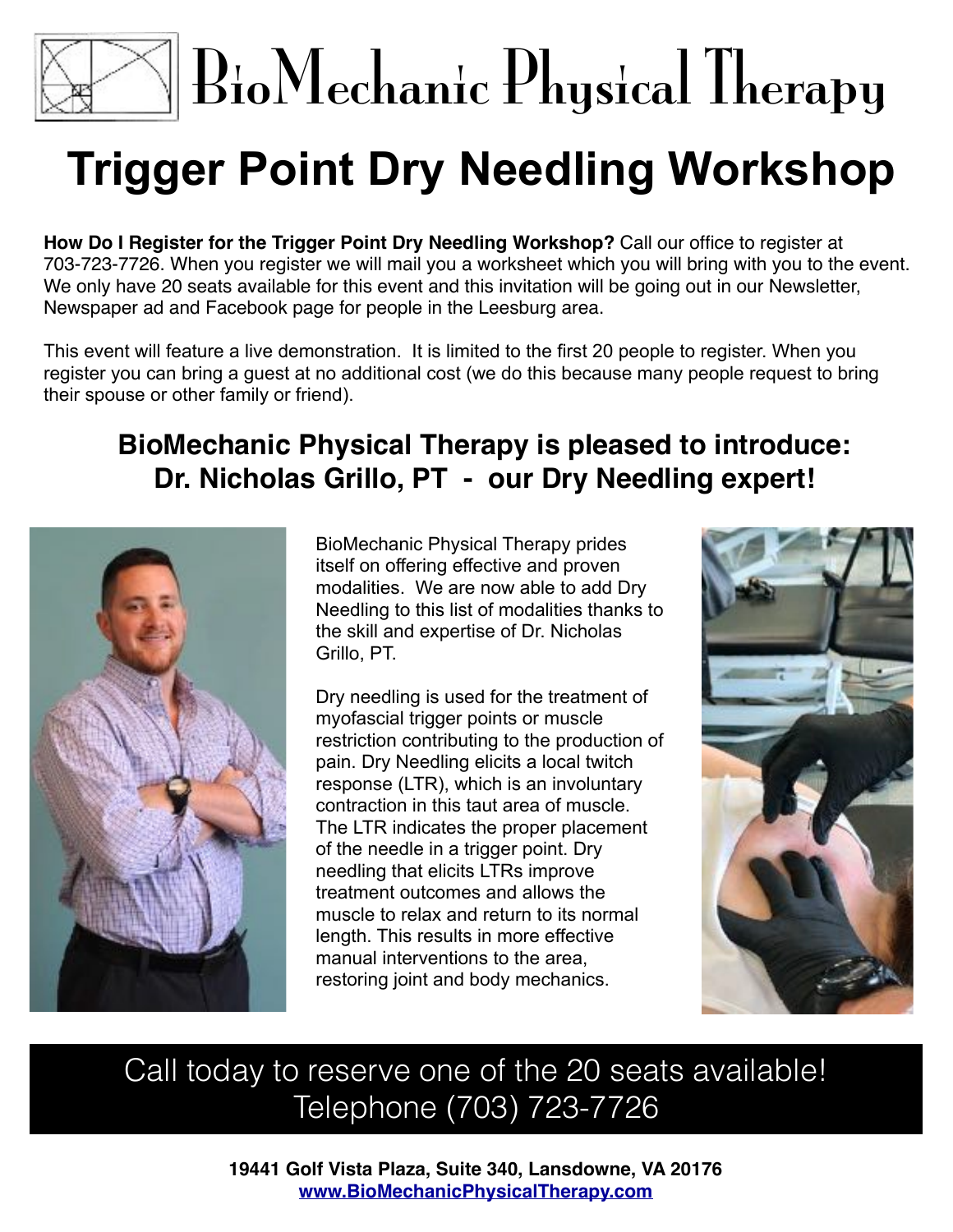# BioMechanic Physical Therapy

# Trigger Point Dry Needling Workshop

**How Do I Register for the Trigger Point Dry Needling Workshop?** Call our office to register at 703-723-7726. When you register we will mail you a worksheet which you will bring with you to the event. We only have 20 seats available for this event and this invitation will be going out in our Newsletter, Newspaper ad and Facebook page for people in the Leesburg area.

This event will feature a live demonstration. It is limited to the first 20 people to register. When you register you can bring a guest at no additional cost (we do this because many people request to bring their spouse or other family or friend).

## BioMechanic Physical Therapy is pleased to introduce: Dr. Nicholas Grillo, PT - our Dry Needling expert!

BioMechanic Physical Therapy prides itself on offering effective and proven modalities. We are now able to add Dry Needling to this list of modalities thanks to the skill and expertise of Dr. Nicholas Grillo, PT.

Dry needling is used for the treatment of myofascial trigger points or muscle restriction contributing to the production of pain. Dry Needling elicits a local twitch response (LTR), which is an involuntary contraction in this taut area of muscle. The LTR indicates the proper placement of the needle in a trigger point. Dry needling that elicits LTRs improve treatment outcomes and allows the muscle to relax and return to its normal length. This results in more effective manual interventions to the area, restoring joint and body mechanics.

Call today to reserve one of the 20 seats available!
Telephone (703) 723-7726

**19441 Golf Vista Plaza, Suite 340, Lansdowne, VA 20176**
**[www.BioMechanicPhysicalTherapy.com](http://www.BioMechanicPhysicalTherapy.com)**